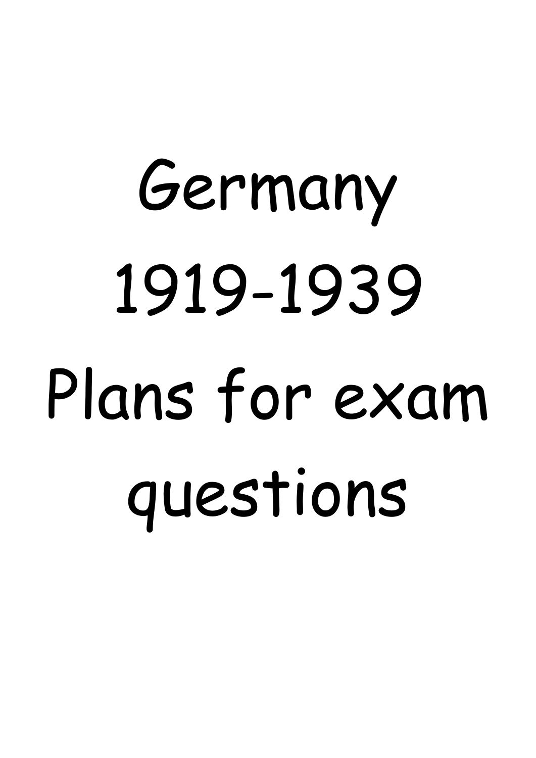# Germany 1919-1939 Plans for exam questions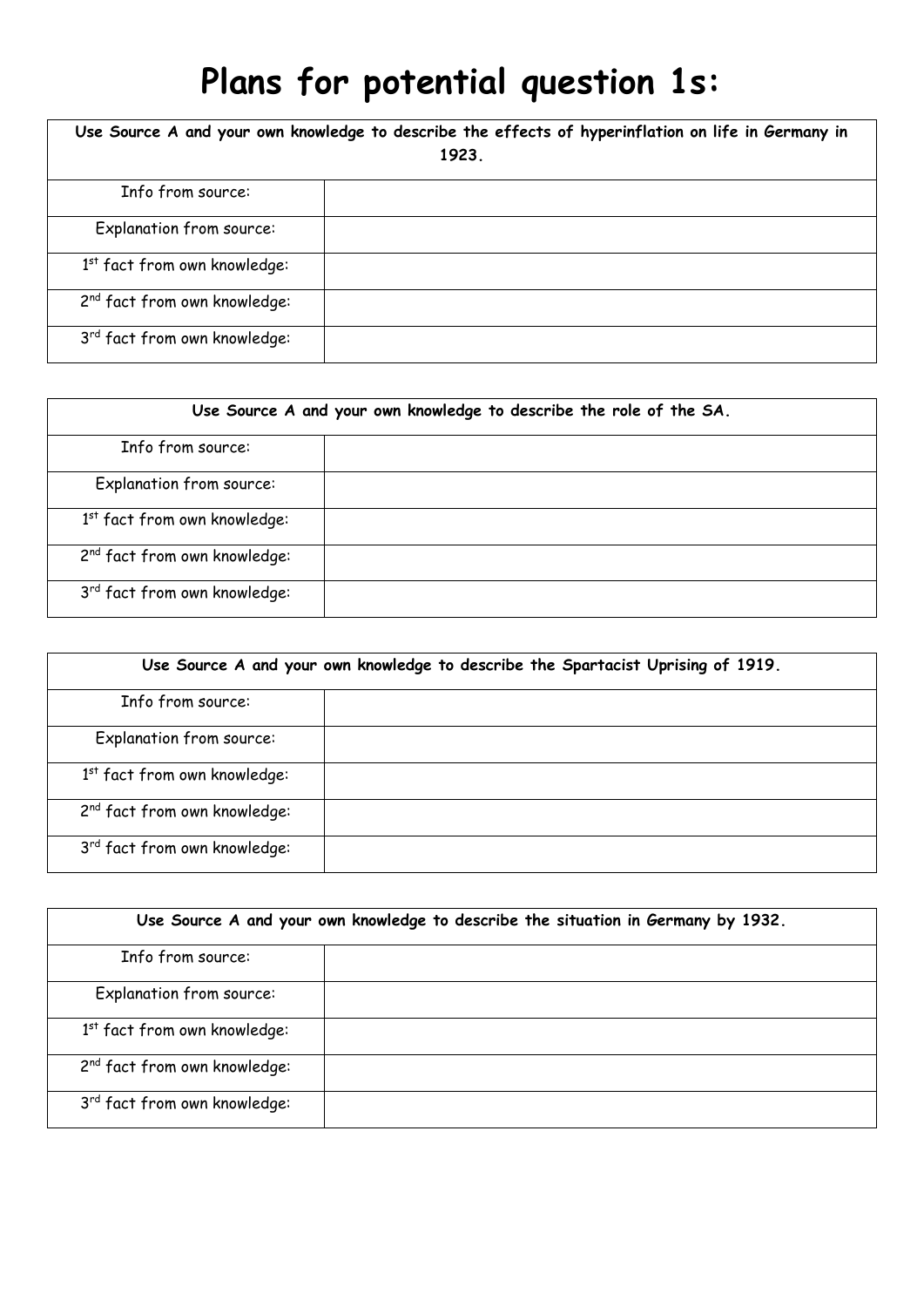# Plans for potential question 1s:

| **Use Source A and your own knowledge to describe the effects of hyperinflation on life in Germany in 1923.** | |
|---|---|
| Info from source: | |
| Explanation from source: | |
| 1st fact from own knowledge: | |
| 2nd fact from own knowledge: | |
| 3rd fact from own knowledge: | |

| **Use Source A and your own knowledge to describe the role of the SA.** | |
|---|---|
| Info from source: | |
| Explanation from source: | |
| 1st fact from own knowledge: | |
| 2nd fact from own knowledge: | |
| 3rd fact from own knowledge: | |

| **Use Source A and your own knowledge to describe the Spartacist Uprising of 1919.** | |
|---|---|
| Info from source: | |
| Explanation from source: | |
| 1st fact from own knowledge: | |
| 2nd fact from own knowledge: | |
| 3rd fact from own knowledge: | |

| **Use Source A and your own knowledge to describe the situation in Germany by 1932.** | |
|---|---|
| Info from source: | |
| Explanation from source: | |
| 1st fact from own knowledge: | |
| 2nd fact from own knowledge: | |
| 3rd fact from own knowledge: | |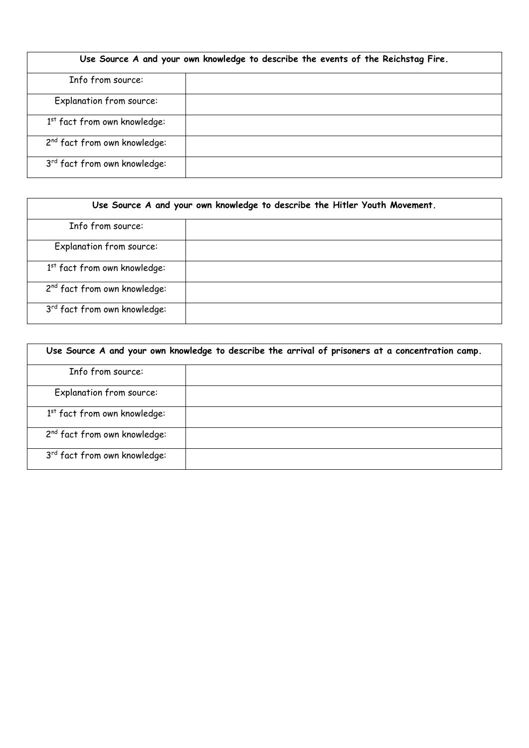| Use Source A and your own knowledge to describe the events of the Reichstag Fire. | |
|---|---|
| Info from source: | |
| Explanation from source: | |
| 1st fact from own knowledge: | |
| 2nd fact from own knowledge: | |
| 3rd fact from own knowledge: | |

| Use Source A and your own knowledge to describe the Hitler Youth Movement. | |
|---|---|
| Info from source: | |
| Explanation from source: | |
| 1st fact from own knowledge: | |
| 2nd fact from own knowledge: | |
| 3rd fact from own knowledge: | |

| Use Source A and your own knowledge to describe the arrival of prisoners at a concentration camp. | |
|---|---|
| Info from source: | |
| Explanation from source: | |
| 1st fact from own knowledge: | |
| 2nd fact from own knowledge: | |
| 3rd fact from own knowledge: | |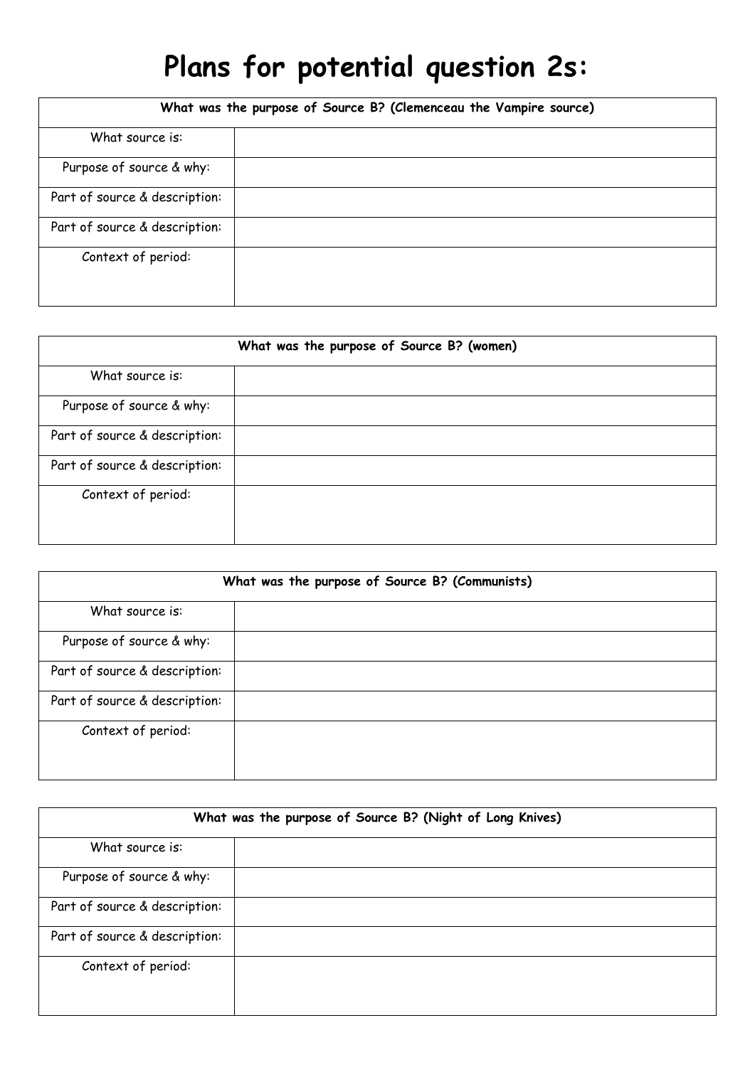# Plans for potential question 2s:

| What was the purpose of Source B? (Clemenceau the Vampire source) | |
|---|---|
| What source is: | |
| Purpose of source & why: | |
| Part of source & description: | |
| Part of source & description: | |
| Context of period: | |

| What was the purpose of Source B? (women) | |
|---|---|
| What source is: | |
| Purpose of source & why: | |
| Part of source & description: | |
| Part of source & description: | |
| Context of period: | |

| What was the purpose of Source B? (Communists) | |
|---|---|
| What source is: | |
| Purpose of source & why: | |
| Part of source & description: | |
| Part of source & description: | |
| Context of period: | |

| What was the purpose of Source B? (Night of Long Knives) | |
|---|---|
| What source is: | |
| Purpose of source & why: | |
| Part of source & description: | |
| Part of source & description: | |
| Context of period: | |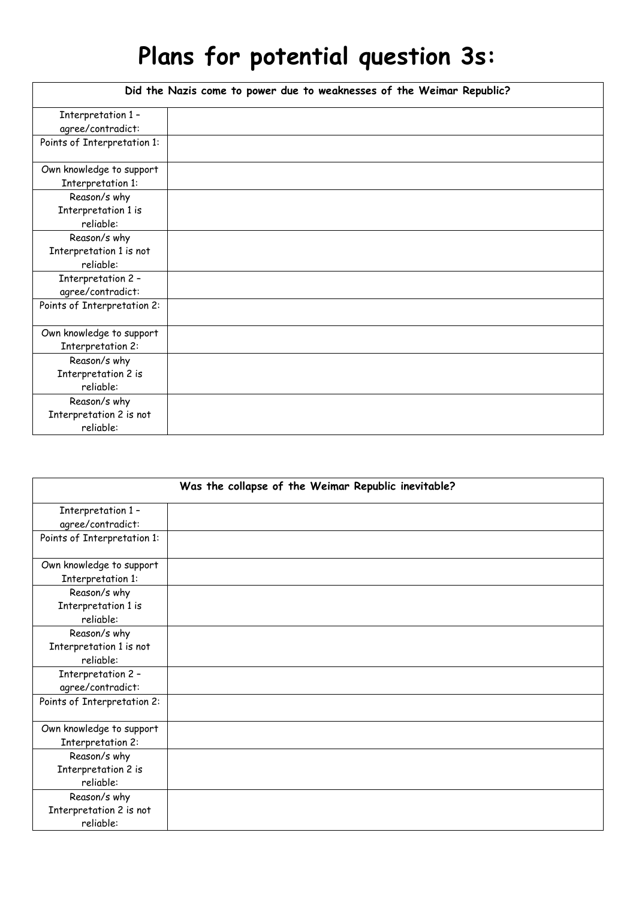# Plans for potential question 3s:

| Did the Nazis come to power due to weaknesses of the Weimar Republic? | |
|---|---|
| Interpretation 1 – agree/contradict: | |
| Points of Interpretation 1: | |
| Own knowledge to support Interpretation 1: | |
| Reason/s why Interpretation 1 is reliable: | |
| Reason/s why Interpretation 1 is not reliable: | |
| Interpretation 2 – agree/contradict: | |
| Points of Interpretation 2: | |
| Own knowledge to support Interpretation 2: | |
| Reason/s why Interpretation 2 is reliable: | |
| Reason/s why Interpretation 2 is not reliable: | |

| Was the collapse of the Weimar Republic inevitable? | |
|---|---|
| Interpretation 1 – agree/contradict: | |
| Points of Interpretation 1: | |
| Own knowledge to support Interpretation 1: | |
| Reason/s why Interpretation 1 is reliable: | |
| Reason/s why Interpretation 1 is not reliable: | |
| Interpretation 2 – agree/contradict: | |
| Points of Interpretation 2: | |
| Own knowledge to support Interpretation 2: | |
| Reason/s why Interpretation 2 is reliable: | |
| Reason/s why Interpretation 2 is not reliable: | |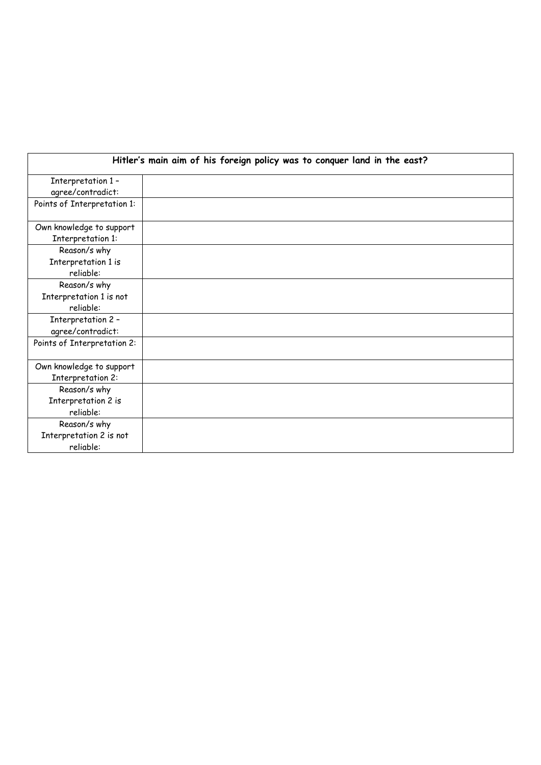| Hitler's main aim of his foreign policy was to conquer land in the east? | |
|---|---|
| Interpretation 1 – agree/contradict: | |
| Points of Interpretation 1: | |
| Own knowledge to support Interpretation 1: | |
| Reason/s why Interpretation 1 is reliable: | |
| Reason/s why Interpretation 1 is not reliable: | |
| Interpretation 2 – agree/contradict: | |
| Points of Interpretation 2: | |
| Own knowledge to support Interpretation 2: | |
| Reason/s why Interpretation 2 is reliable: | |
| Reason/s why Interpretation 2 is not reliable: | |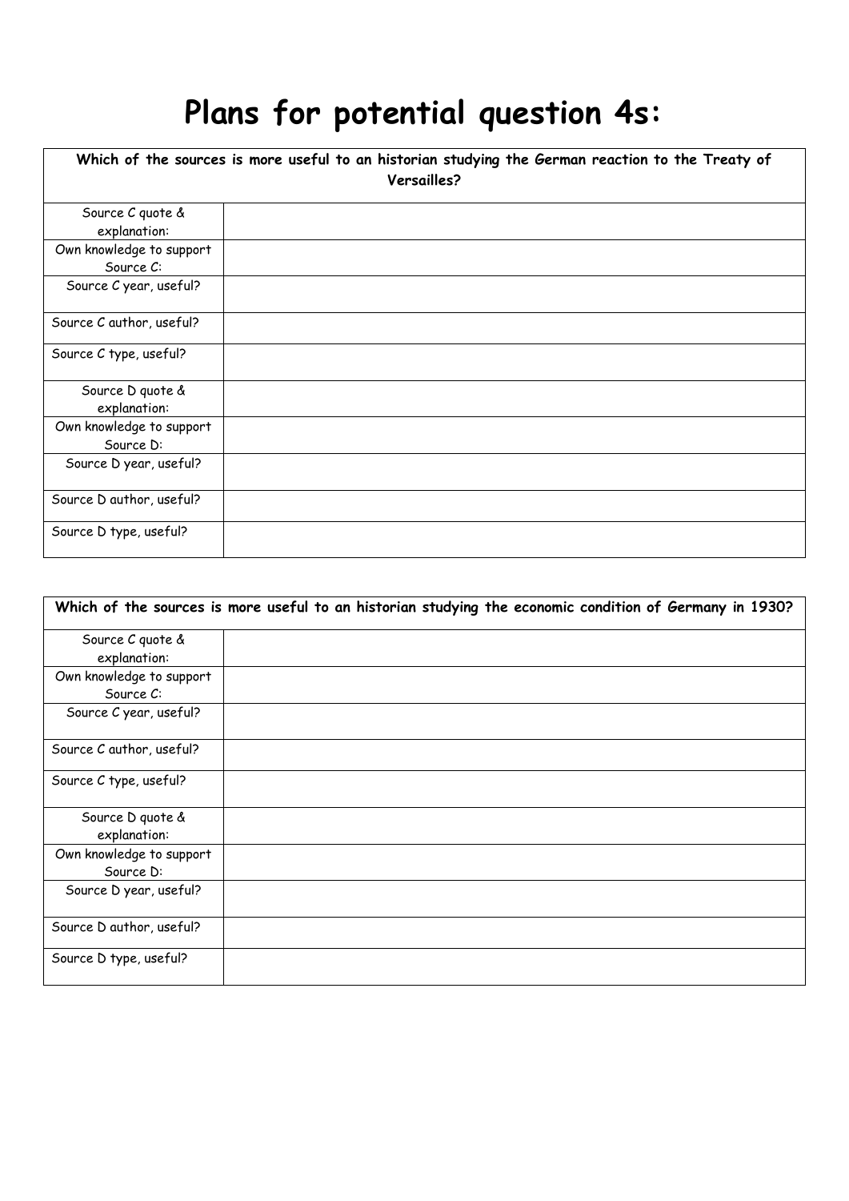# Plans for potential question 4s:

| Which of the sources is more useful to an historian studying the German reaction to the Treaty of Versailles? | |
|---|---|
| Source C quote & explanation: | |
| Own knowledge to support Source C: | |
| Source C year, useful? | |
| Source C author, useful? | |
| Source C type, useful? | |
| Source D quote & explanation: | |
| Own knowledge to support Source D: | |
| Source D year, useful? | |
| Source D author, useful? | |
| Source D type, useful? | |

| Which of the sources is more useful to an historian studying the economic condition of Germany in 1930? | |
|---|---|
| Source C quote & explanation: | |
| Own knowledge to support Source C: | |
| Source C year, useful? | |
| Source C author, useful? | |
| Source C type, useful? | |
| Source D quote & explanation: | |
| Own knowledge to support Source D: | |
| Source D year, useful? | |
| Source D author, useful? | |
| Source D type, useful? | |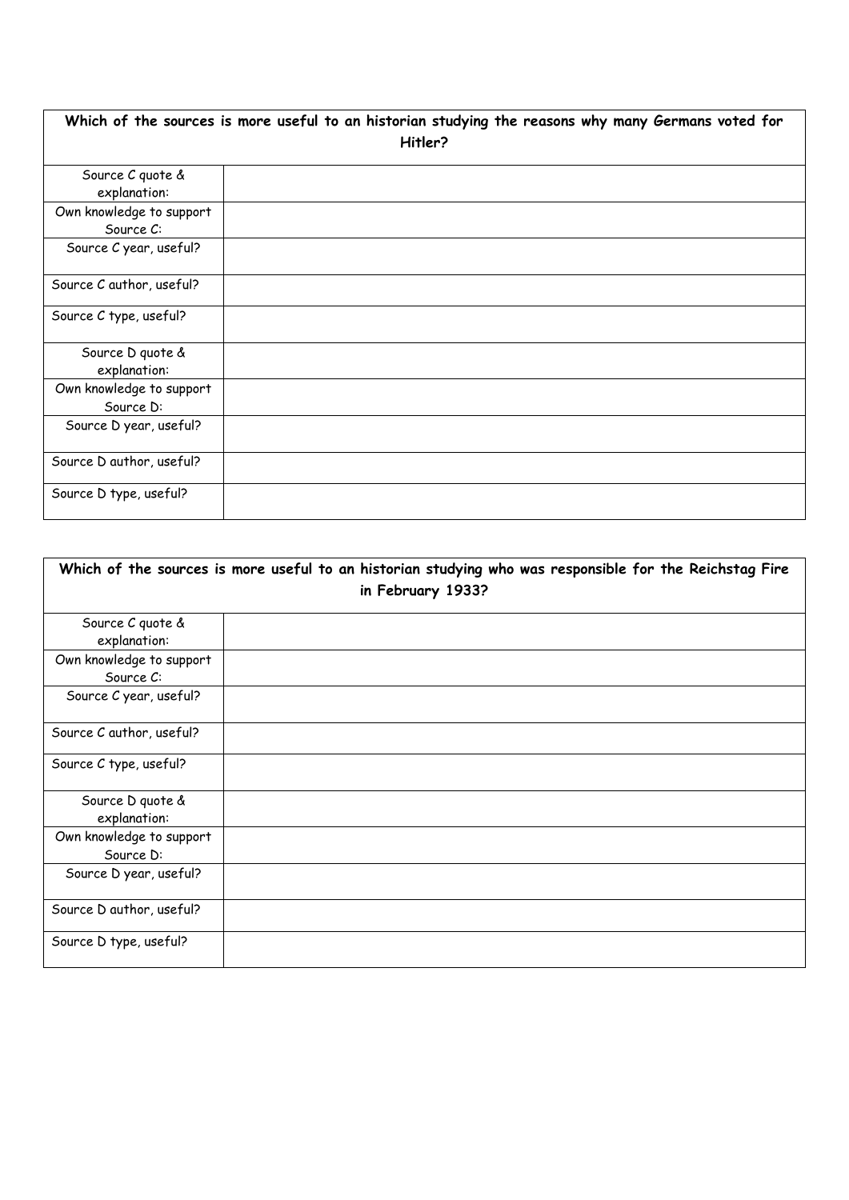| Which of the sources is more useful to an historian studying the reasons why many Germans voted for Hitler? | |
|---|---|
| Source C quote & explanation: | |
| Own knowledge to support Source C: | |
| Source C year, useful? | |
| Source C author, useful? | |
| Source C type, useful? | |
| Source D quote & explanation: | |
| Own knowledge to support Source D: | |
| Source D year, useful? | |
| Source D author, useful? | |
| Source D type, useful? | |

| Which of the sources is more useful to an historian studying who was responsible for the Reichstag Fire in February 1933? | |
|---|---|
| Source C quote & explanation: | |
| Own knowledge to support Source C: | |
| Source C year, useful? | |
| Source C author, useful? | |
| Source C type, useful? | |
| Source D quote & explanation: | |
| Own knowledge to support Source D: | |
| Source D year, useful? | |
| Source D author, useful? | |
| Source D type, useful? | |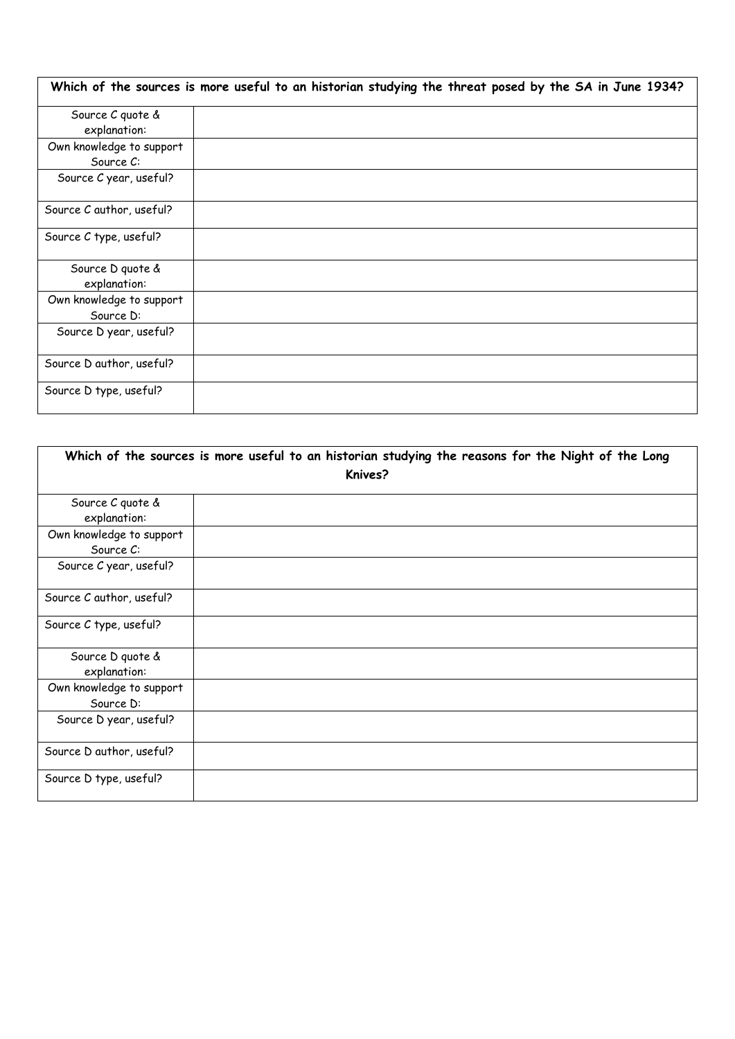| Which of the sources is more useful to an historian studying the threat posed by the SA in June 1934? | |
|---|---|
| Source C quote & explanation: | |
| Own knowledge to support Source C: | |
| Source C year, useful? | |
| Source C author, useful? | |
| Source C type, useful? | |
| Source D quote & explanation: | |
| Own knowledge to support Source D: | |
| Source D year, useful? | |
| Source D author, useful? | |
| Source D type, useful? | |

| Which of the sources is more useful to an historian studying the reasons for the Night of the Long Knives? | |
|---|---|
| Source C quote & explanation: | |
| Own knowledge to support Source C: | |
| Source C year, useful? | |
| Source C author, useful? | |
| Source C type, useful? | |
| Source D quote & explanation: | |
| Own knowledge to support Source D: | |
| Source D year, useful? | |
| Source D author, useful? | |
| Source D type, useful? | |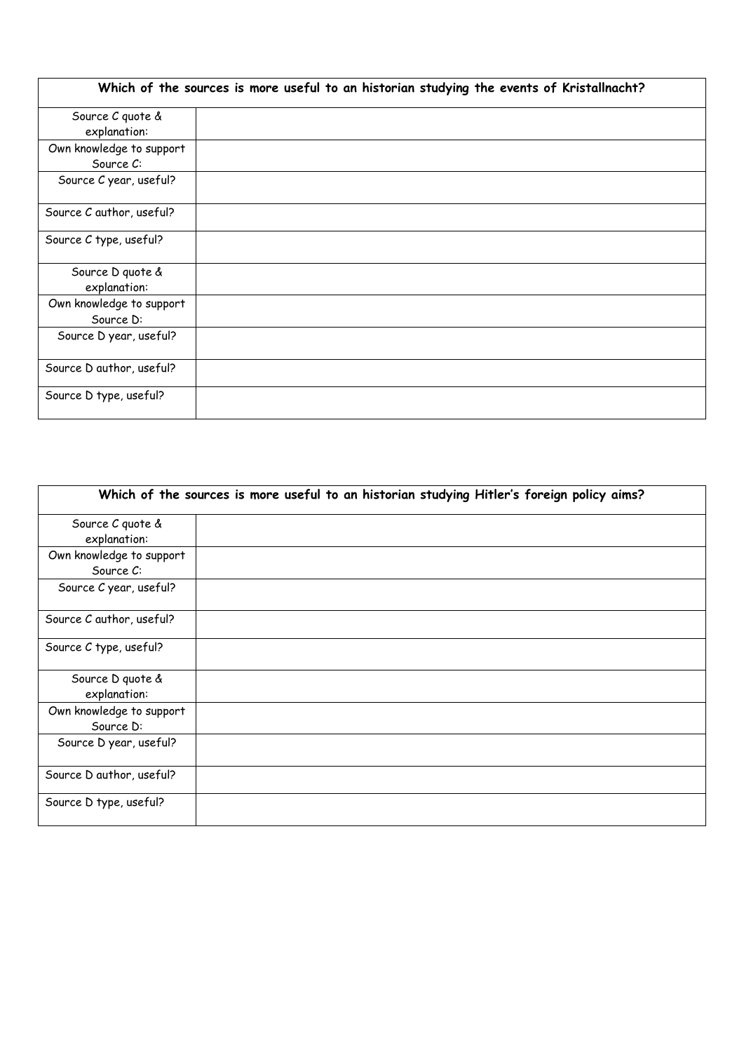| Which of the sources is more useful to an historian studying the events of Kristallnacht? | |
|---|---|
| Source C quote & explanation: | |
| Own knowledge to support Source C: | |
| Source C year, useful? | |
| Source C author, useful? | |
| Source C type, useful? | |
| Source D quote & explanation: | |
| Own knowledge to support Source D: | |
| Source D year, useful? | |
| Source D author, useful? | |
| Source D type, useful? | |

| Which of the sources is more useful to an historian studying Hitler's foreign policy aims? | |
|---|---|
| Source C quote & explanation: | |
| Own knowledge to support Source C: | |
| Source C year, useful? | |
| Source C author, useful? | |
| Source C type, useful? | |
| Source D quote & explanation: | |
| Own knowledge to support Source D: | |
| Source D year, useful? | |
| Source D author, useful? | |
| Source D type, useful? | |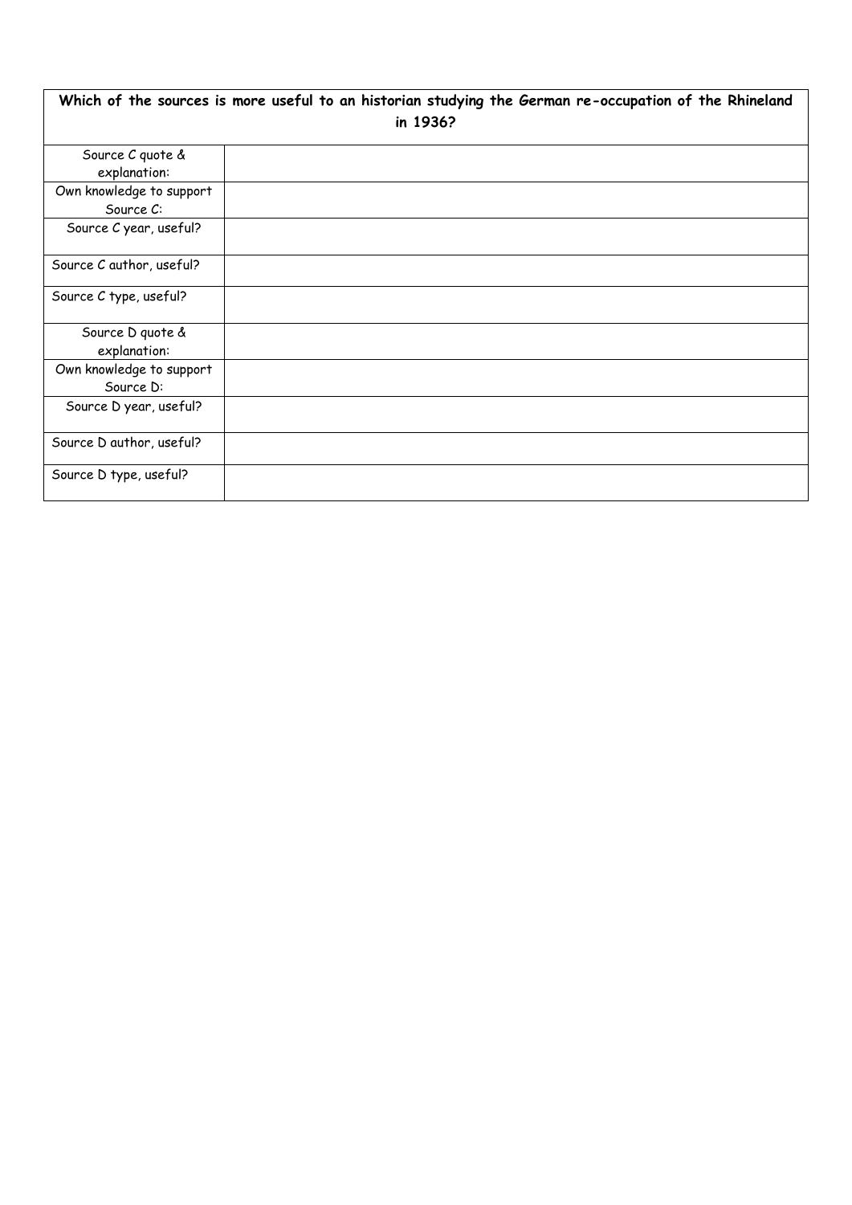| **Which of the sources is more useful to an historian studying the German re-occupation of the Rhineland in 1936?** | |
|---|---|
| Source C quote & explanation: | |
| Own knowledge to support Source C: | |
| Source C year, useful? | |
| Source C author, useful? | |
| Source C type, useful? | |
| Source D quote & explanation: | |
| Own knowledge to support Source D: | |
| Source D year, useful? | |
| Source D author, useful? | |
| Source D type, useful? | |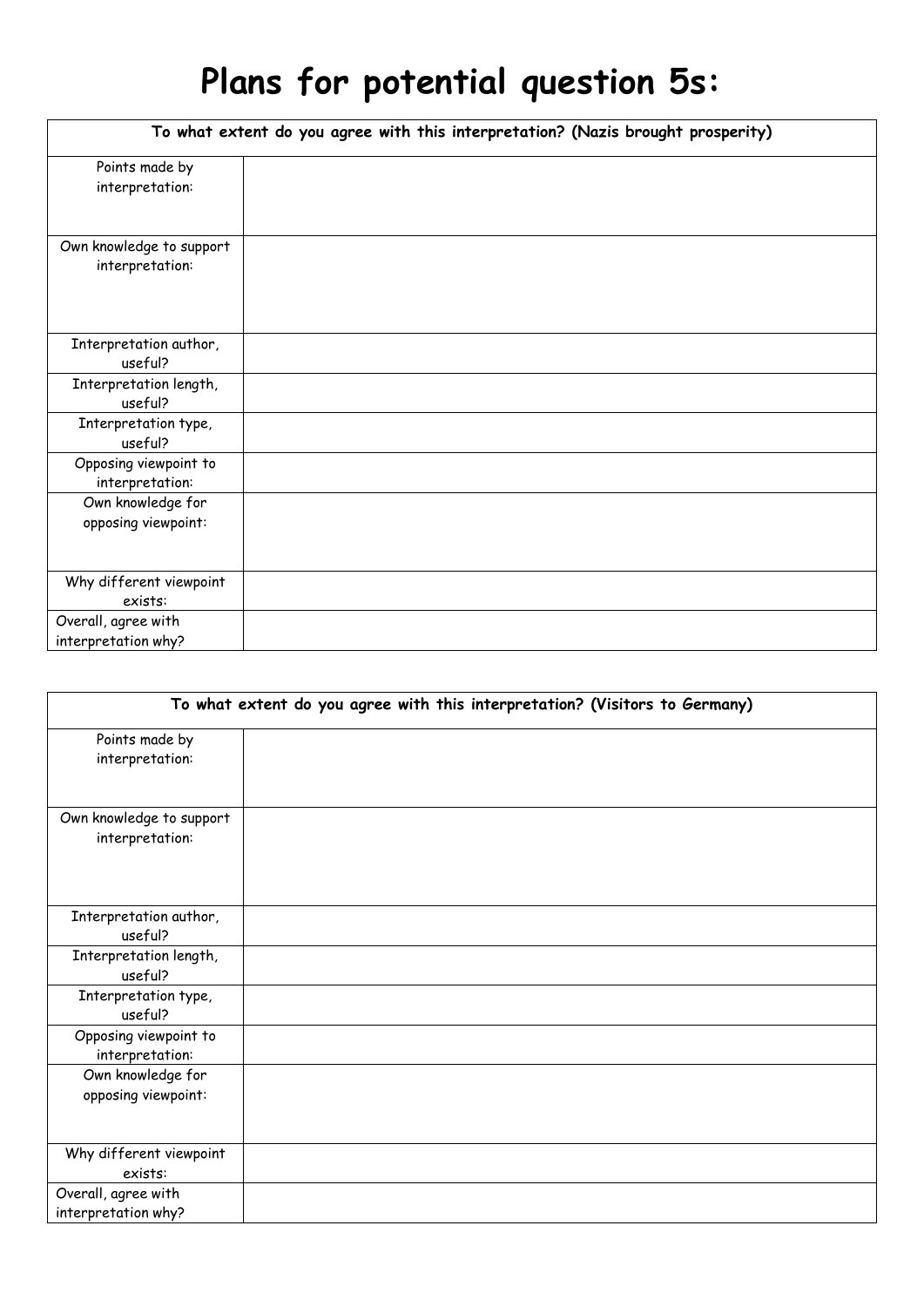# Plans for potential question 5s:

| To what extent do you agree with this interpretation? (Nazis brought prosperity) | |
|---|---|
| Points made by interpretation: | |
| Own knowledge to support interpretation: | |
| Interpretation author, useful? | |
| Interpretation length, useful? | |
| Interpretation type, useful? | |
| Opposing viewpoint to interpretation: | |
| Own knowledge for opposing viewpoint: | |
| Why different viewpoint exists: | |
| Overall, agree with interpretation why? | |

| To what extent do you agree with this interpretation? (Visitors to Germany) | |
|---|---|
| Points made by interpretation: | |
| Own knowledge to support interpretation: | |
| Interpretation author, useful? | |
| Interpretation length, useful? | |
| Interpretation type, useful? | |
| Opposing viewpoint to interpretation: | |
| Own knowledge for opposing viewpoint: | |
| Why different viewpoint exists: | |
| Overall, agree with interpretation why? | |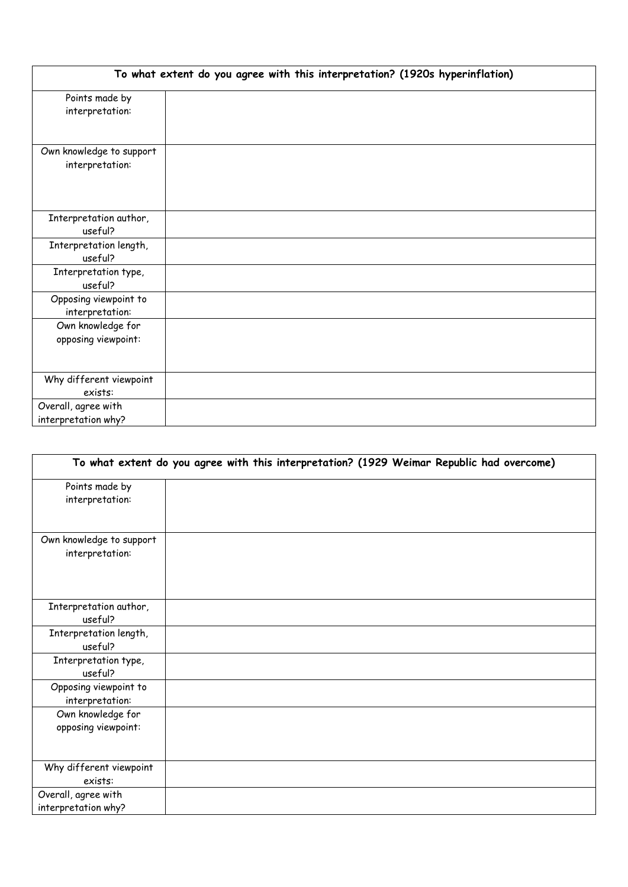| To what extent do you agree with this interpretation? (1920s hyperinflation) | |
|---|---|
| Points made by interpretation: | |
| Own knowledge to support interpretation: | |
| Interpretation author, useful? | |
| Interpretation length, useful? | |
| Interpretation type, useful? | |
| Opposing viewpoint to interpretation: | |
| Own knowledge for opposing viewpoint: | |
| Why different viewpoint exists: | |
| Overall, agree with interpretation why? | |

| To what extent do you agree with this interpretation? (1929 Weimar Republic had overcome) | |
|---|---|
| Points made by interpretation: | |
| Own knowledge to support interpretation: | |
| Interpretation author, useful? | |
| Interpretation length, useful? | |
| Interpretation type, useful? | |
| Opposing viewpoint to interpretation: | |
| Own knowledge for opposing viewpoint: | |
| Why different viewpoint exists: | |
| Overall, agree with interpretation why? | |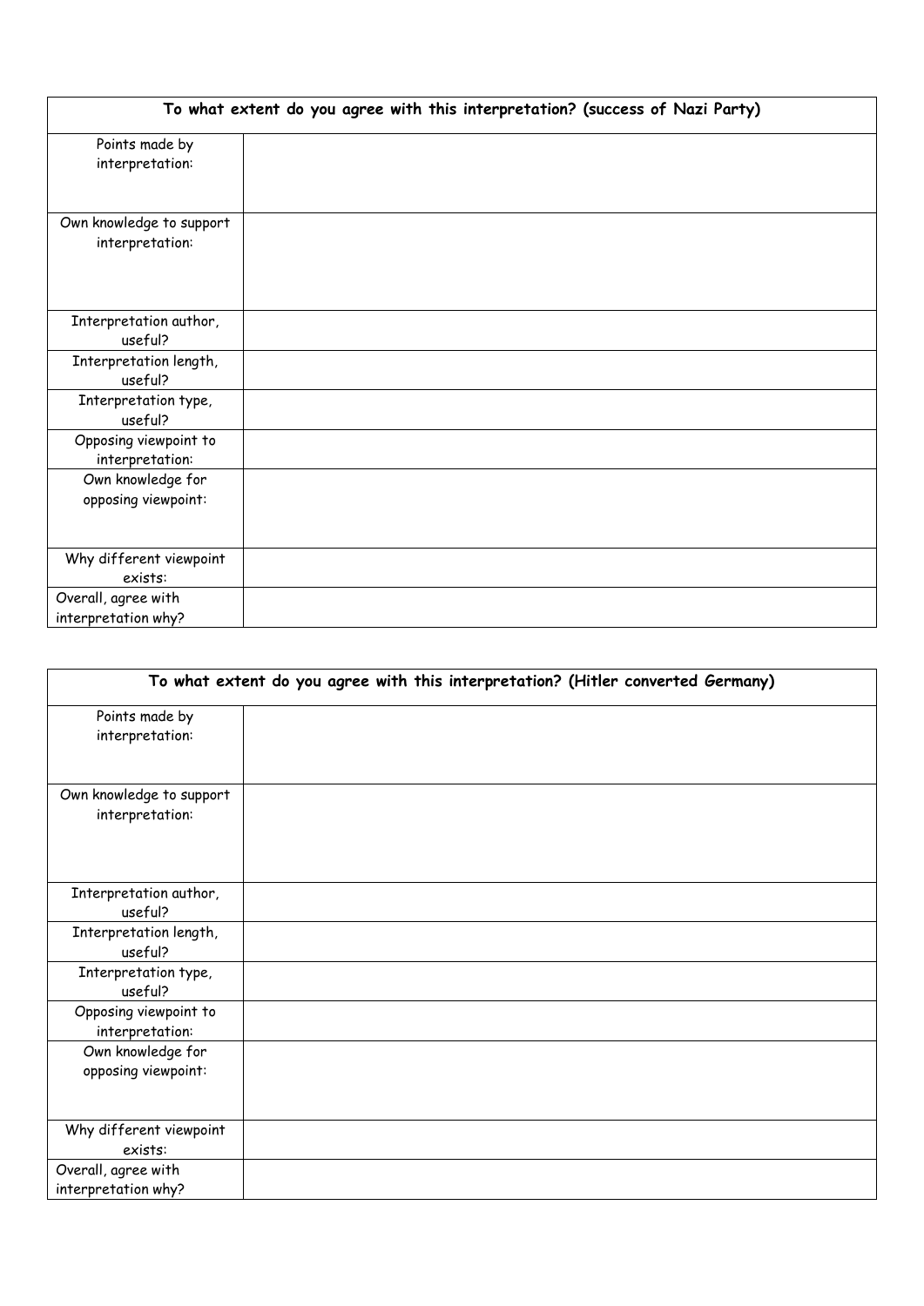| To what extent do you agree with this interpretation? (success of Nazi Party) | |
|---|---|
| Points made by interpretation: | |
| Own knowledge to support interpretation: | |
| Interpretation author, useful? | |
| Interpretation length, useful? | |
| Interpretation type, useful? | |
| Opposing viewpoint to interpretation: | |
| Own knowledge for opposing viewpoint: | |
| Why different viewpoint exists: | |
| Overall, agree with interpretation why? | |

| To what extent do you agree with this interpretation? (Hitler converted Germany) | |
|---|---|
| Points made by interpretation: | |
| Own knowledge to support interpretation: | |
| Interpretation author, useful? | |
| Interpretation length, useful? | |
| Interpretation type, useful? | |
| Opposing viewpoint to interpretation: | |
| Own knowledge for opposing viewpoint: | |
| Why different viewpoint exists: | |
| Overall, agree with interpretation why? | |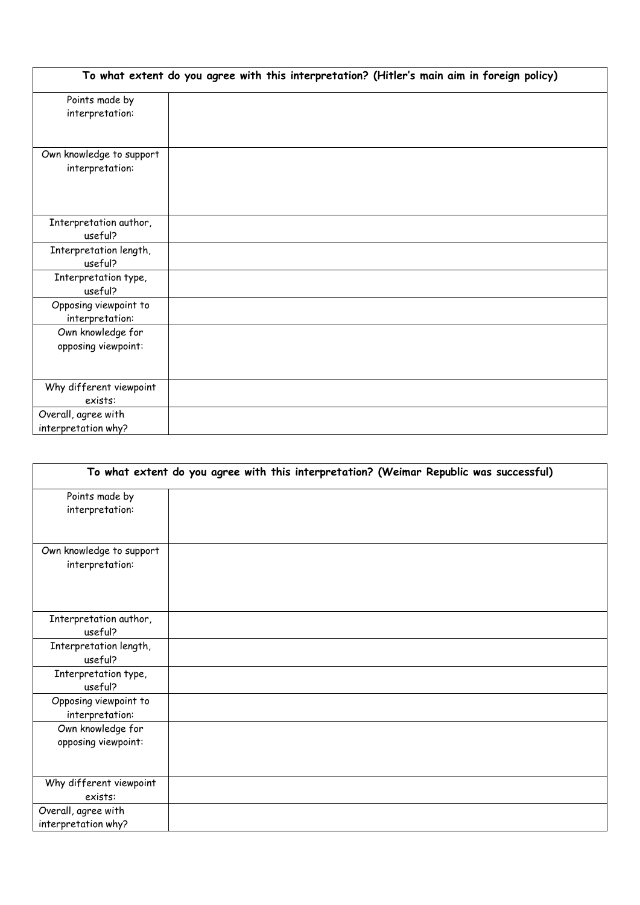| To what extent do you agree with this interpretation? (Hitler's main aim in foreign policy) | |
|---|---|
| Points made by interpretation: | |
| Own knowledge to support interpretation: | |
| Interpretation author, useful? | |
| Interpretation length, useful? | |
| Interpretation type, useful? | |
| Opposing viewpoint to interpretation: | |
| Own knowledge for opposing viewpoint: | |
| Why different viewpoint exists: | |
| Overall, agree with interpretation why? | |

| To what extent do you agree with this interpretation? (Weimar Republic was successful) | |
|---|---|
| Points made by interpretation: | |
| Own knowledge to support interpretation: | |
| Interpretation author, useful? | |
| Interpretation length, useful? | |
| Interpretation type, useful? | |
| Opposing viewpoint to interpretation: | |
| Own knowledge for opposing viewpoint: | |
| Why different viewpoint exists: | |
| Overall, agree with interpretation why? | |